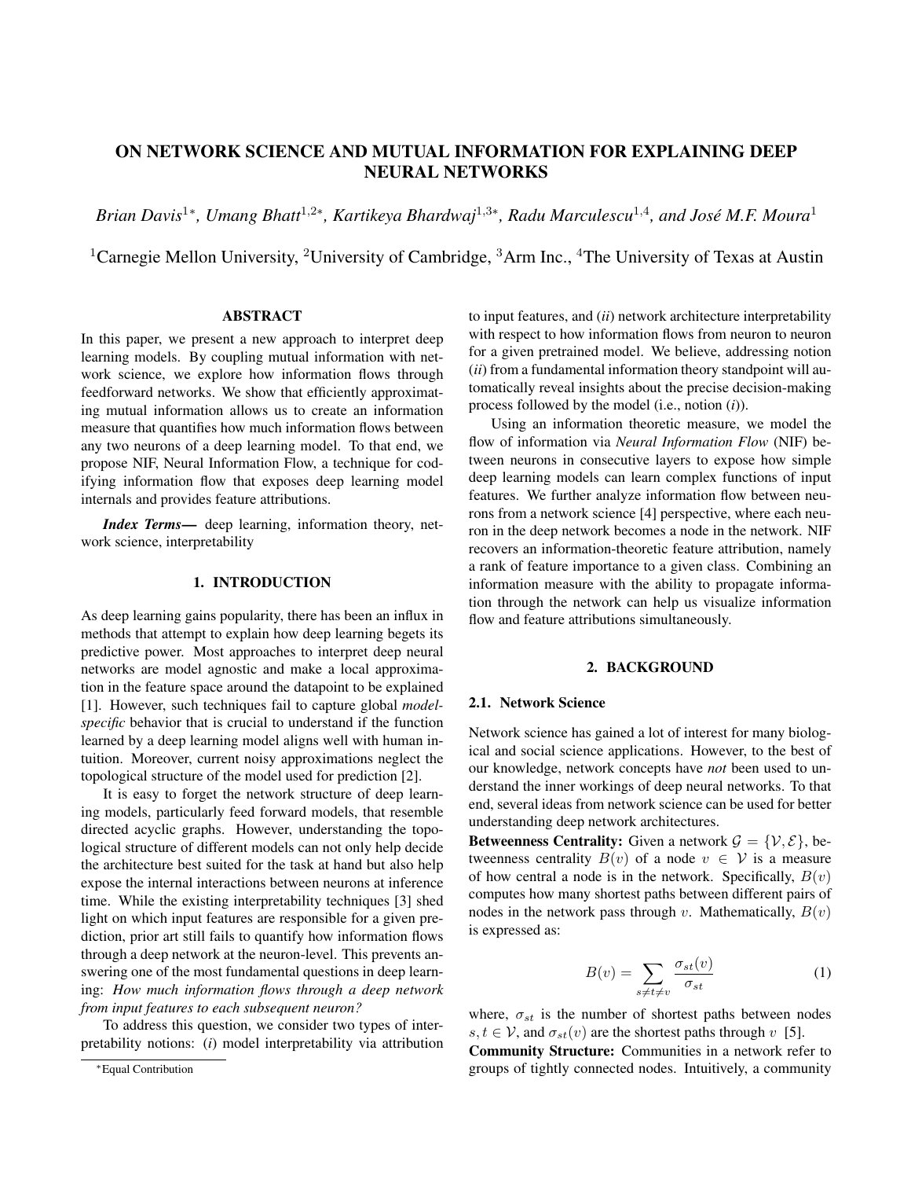# ON NETWORK SCIENCE AND MUTUAL INFORMATION FOR EXPLAINING DEEP NEURAL NETWORKS

*Brian Davis*[1*], *Umang Bhatt*[1,2*], *Kartikeya Bhardwaj*[1,3*], *Radu Marculescu*[1,4], *and José M.F. Moura*[1]

[1]Carnegie Mellon University, [2]University of Cambridge, [3]Arm Inc., [4]The University of Texas at Austin

## ABSTRACT

In this paper, we present a new approach to interpret deep learning models. By coupling mutual information with network science, we explore how information flows through feedforward networks. We show that efficiently approximating mutual information allows us to create an information measure that quantifies how much information flows between any two neurons of a deep learning model. To that end, we propose NIF, Neural Information Flow, a technique for codifying information flow that exposes deep learning model internals and provides feature attributions.

***Index Terms*—** deep learning, information theory, network science, interpretability

## 1. INTRODUCTION

As deep learning gains popularity, there has been an influx in methods that attempt to explain how deep learning begets its predictive power. Most approaches to interpret deep neural networks are model agnostic and make a local approximation in the feature space around the datapoint to be explained [1]. However, such techniques fail to capture global *model-specific* behavior that is crucial to understand if the function learned by a deep learning model aligns well with human intuition. Moreover, current noisy approximations neglect the topological structure of the model used for prediction [2].

It is easy to forget the network structure of deep learning models, particularly feed forward models, that resemble directed acyclic graphs. However, understanding the topological structure of different models can not only help decide the architecture best suited for the task at hand but also help expose the internal interactions between neurons at inference time. While the existing interpretability techniques [3] shed light on which input features are responsible for a given prediction, prior art still fails to quantify how information flows through a deep network at the neuron-level. This prevents answering one of the most fundamental questions in deep learning: *How much information flows through a deep network from input features to each subsequent neuron?*

To address this question, we consider two types of interpretability notions: (*i*) model interpretability via attribution to input features, and (*ii*) network architecture interpretability with respect to how information flows from neuron to neuron for a given pretrained model. We believe, addressing notion (*ii*) from a fundamental information theory standpoint will automatically reveal insights about the precise decision-making process followed by the model (i.e., notion (*i*)).

Using an information theoretic measure, we model the flow of information via *Neural Information Flow* (NIF) between neurons in consecutive layers to expose how simple deep learning models can learn complex functions of input features. We further analyze information flow between neurons from a network science [4] perspective, where each neuron in the deep network becomes a node in the network. NIF recovers an information-theoretic feature attribution, namely a rank of feature importance to a given class. Combining an information measure with the ability to propagate information through the network can help us visualize information flow and feature attributions simultaneously.

## 2. BACKGROUND

### 2.1. Network Science

Network science has gained a lot of interest for many biological and social science applications. However, to the best of our knowledge, network concepts have *not* been used to understand the inner workings of deep neural networks. To that end, several ideas from network science can be used for better understanding deep network architectures.

**Betweenness Centrality:** Given a network $\mathcal{G} = \{\mathcal{V}, \mathcal{E}\}$, betweenness centrality $B(v)$ of a node $v \in \mathcal{V}$ is a measure of how central a node is in the network. Specifically, $B(v)$ computes how many shortest paths between different pairs of nodes in the network pass through $v$. Mathematically, $B(v)$ is expressed as:

$$B(v) = \sum_{s \neq t \neq v} \frac{\sigma_{st}(v)}{\sigma_{st}} \tag{1}$$

where, $\sigma_{st}$ is the number of shortest paths between nodes $s, t \in \mathcal{V}$, and $\sigma_{st}(v)$ are the shortest paths through $v$ [5].

**Community Structure:** Communities in a network refer to groups of tightly connected nodes. Intuitively, a community

*Equal Contribution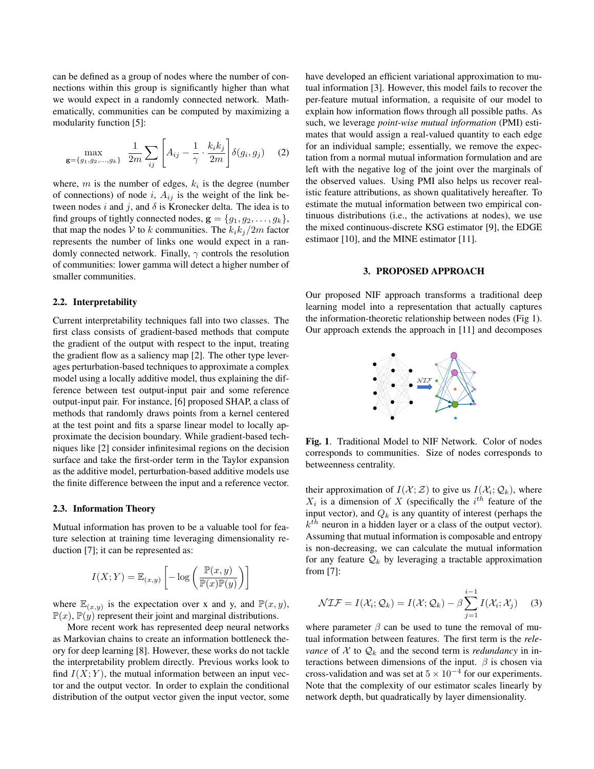can be defined as a group of nodes where the number of connections within this group is significantly higher than what we would expect in a randomly connected network. Mathematically, communities can be computed by maximizing a modularity function [5]:

$$\max_{\mathbf{g}=\{g_1,g_2,\ldots,g_k\}} \frac{1}{2m}\sum_{ij}\left[A_{ij} - \frac{1}{\gamma}\cdot\frac{k_i k_j}{2m}\right]\delta(g_i, g_j) \qquad (2)$$

where, $m$ is the number of edges, $k_i$ is the degree (number of connections) of node $i$, $A_{ij}$ is the weight of the link between nodes $i$ and $j$, and $\delta$ is Kronecker delta. The idea is to find groups of tightly connected nodes, $\mathbf{g} = \{g_1, g_2, \ldots, g_k\}$, that map the nodes $\mathcal{V}$ to $k$ communities. The $k_i k_j / 2m$ factor represents the number of links one would expect in a randomly connected network. Finally, $\gamma$ controls the resolution of communities: lower gamma will detect a higher number of smaller communities.

### 2.2. Interpretability

Current interpretability techniques fall into two classes. The first class consists of gradient-based methods that compute the gradient of the output with respect to the input, treating the gradient flow as a saliency map [2]. The other type leverages perturbation-based techniques to approximate a complex model using a locally additive model, thus explaining the difference between test output-input pair and some reference output-input pair. For instance, [6] proposed SHAP, a class of methods that randomly draws points from a kernel centered at the test point and fits a sparse linear model to locally approximate the decision boundary. While gradient-based techniques like [2] consider infinitesimal regions on the decision surface and take the first-order term in the Taylor expansion as the additive model, perturbation-based additive models use the finite difference between the input and a reference vector.

### 2.3. Information Theory

Mutual information has proven to be a valuable tool for feature selection at training time leveraging dimensionality reduction [7]; it can be represented as:

$$I(X;Y) = \mathbb{E}_{(x,y)}\left[-\log\left(\frac{\mathbb{P}(x,y)}{\mathbb{P}(x)\mathbb{P}(y)}\right)\right]$$

where $\mathbb{E}_{(x,y)}$ is the expectation over x and y, and $\mathbb{P}(x,y)$, $\mathbb{P}(x)$, $\mathbb{P}(y)$ represent their joint and marginal distributions.

More recent work has represented deep neural networks as Markovian chains to create an information bottleneck theory for deep learning [8]. However, these works do not tackle the interpretability problem directly. Previous works look to find $I(X;Y)$, the mutual information between an input vector and the output vector. In order to explain the conditional distribution of the output vector given the input vector, some have developed an efficient variational approximation to mutual information [3]. However, this model fails to recover the per-feature mutual information, a requisite of our model to explain how information flows through all possible paths. As such, we leverage *point-wise mutual information* (PMI) estimates that would assign a real-valued quantity to each edge for an individual sample; essentially, we remove the expectation from a normal mutual information formulation and are left with the negative log of the joint over the marginals of the observed values. Using PMI also helps us recover realistic feature attributions, as shown qualitatively hereafter. To estimate the mutual information between two empirical continuous distributions (i.e., the activations at nodes), we use the mixed continuous-discrete KSG estimator [9], the EDGE estimaor [10], and the MINE estimator [11].

## 3. PROPOSED APPROACH

Our proposed NIF approach transforms a traditional deep learning model into a representation that actually captures the information-theoretic relationship between nodes (Fig 1). Our approach extends the approach in [11] and decomposes

**Fig. 1**. Traditional Model to NIF Network. Color of nodes corresponds to communities. Size of nodes corresponds to betweenness centrality.

their approximation of $I(\mathcal{X};\mathcal{Z})$ to give us $I(\mathcal{X}_i;\mathcal{Q}_k)$, where $X_i$ is a dimension of $X$ (specifically the $i^{th}$ feature of the input vector), and $Q_k$ is any quantity of interest (perhaps the $k^{th}$ neuron in a hidden layer or a class of the output vector). Assuming that mutual information is composable and entropy is non-decreasing, we can calculate the mutual information for any feature $\mathcal{Q}_k$ by leveraging a tractable approximation from [7]:

$$\mathcal{NIF} = I(\mathcal{X}_i;\mathcal{Q}_k) = I(\mathcal{X};\mathcal{Q}_k) - \beta\sum_{j=1}^{i-1} I(\mathcal{X}_i;\mathcal{X}_j) \qquad (3)$$

where parameter $\beta$ can be used to tune the removal of mutual information between features. The first term is the *relevance* of $\mathcal{X}$ to $\mathcal{Q}_k$ and the second term is *redundancy* in interactions between dimensions of the input. $\beta$ is chosen via cross-validation and was set at $5\times10^{-4}$ for our experiments. Note that the complexity of our estimator scales linearly by network depth, but quadratically by layer dimensionality.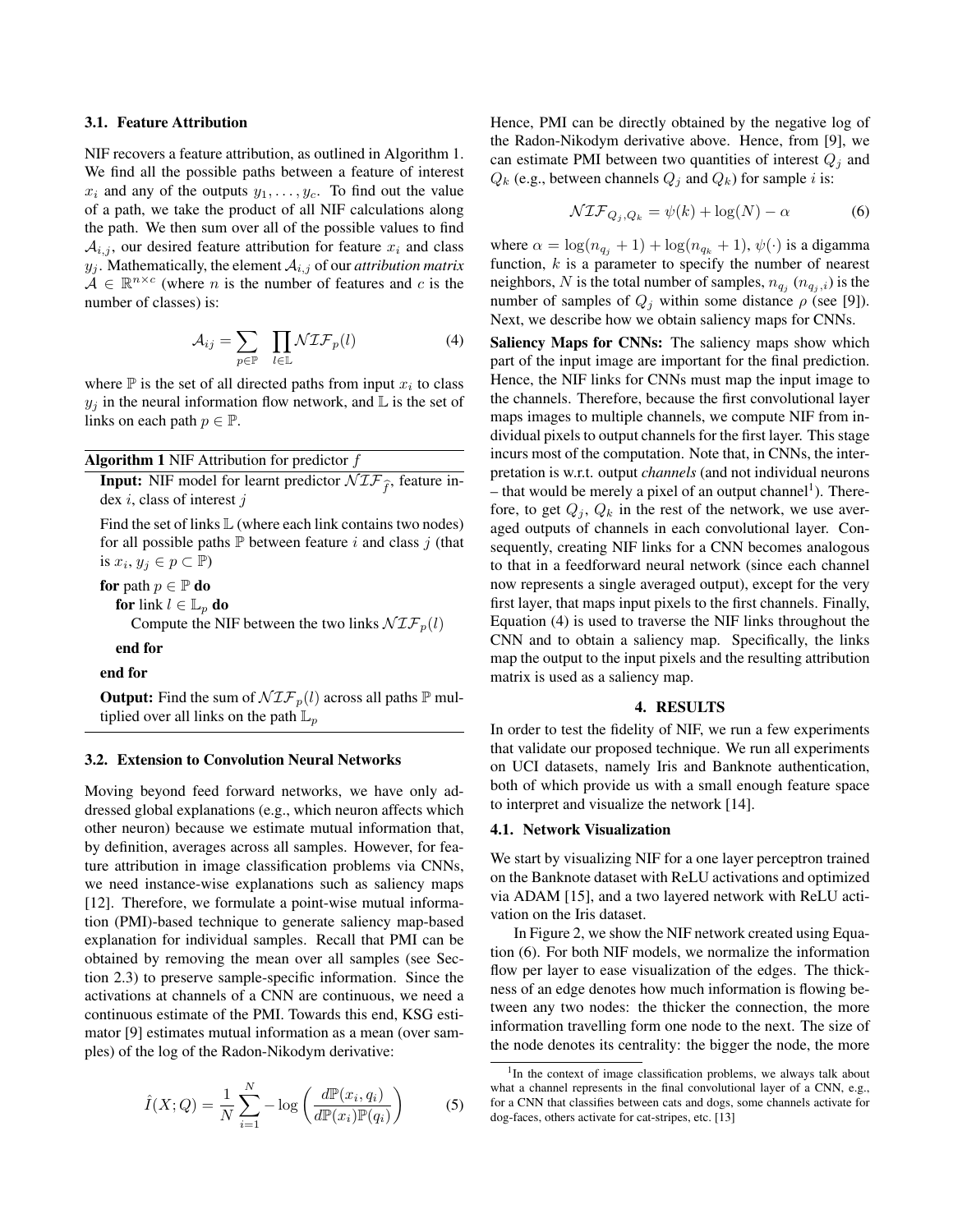### 3.1. Feature Attribution

NIF recovers a feature attribution, as outlined in Algorithm 1. We find all the possible paths between a feature of interest $x_i$ and any of the outputs $y_1, \dots, y_c$. To find out the value of a path, we take the product of all NIF calculations along the path. We then sum over all of the possible values to find $\mathcal{A}_{i,j}$, our desired feature attribution for feature $x_i$ and class $y_j$. Mathematically, the element $\mathcal{A}_{i,j}$ of our *attribution matrix* $\mathcal{A} \in \mathbb{R}^{n \times c}$ (where $n$ is the number of features and $c$ is the number of classes) is:

$$\mathcal{A}_{ij} = \sum_{p \in \mathbb{P}} \prod_{l \in \mathbb{L}} \mathcal{NIF}_p(l) \tag{4}$$

where $\mathbb{P}$ is the set of all directed paths from input $x_i$ to class $y_j$ in the neural information flow network, and $\mathbb{L}$ is the set of links on each path $p \in \mathbb{P}$.

**Algorithm 1** NIF Attribution for predictor $f$

**Input:** NIF model for learnt predictor $\mathcal{NIF}_{\hat{f}}$, feature index $i$, class of interest $j$

Find the set of links $\mathbb{L}$ (where each link contains two nodes) for all possible paths $\mathbb{P}$ between feature $i$ and class $j$ (that is $x_i, y_j \in p \subset \mathbb{P}$)

```
for path p ∈ P do
    for link l ∈ L_p do
        Compute the NIF between the two links NIF_p(l)
    end for
end for
```

**Output:** Find the sum of $\mathcal{NIF}_p(l)$ across all paths $\mathbb{P}$ multiplied over all links on the path $\mathbb{L}_p$

### 3.2. Extension to Convolution Neural Networks

Moving beyond feed forward networks, we have only addressed global explanations (e.g., which neuron affects which other neuron) because we estimate mutual information that, by definition, averages across all samples. However, for feature attribution in image classification problems via CNNs, we need instance-wise explanations such as saliency maps [12]. Therefore, we formulate a point-wise mutual information (PMI)-based technique to generate saliency map-based explanation for individual samples. Recall that PMI can be obtained by removing the mean over all samples (see Section 2.3) to preserve sample-specific information. Since the activations at channels of a CNN are continuous, we need a continuous estimate of the PMI. Towards this end, KSG estimator [9] estimates mutual information as a mean (over samples) of the log of the Radon-Nikodym derivative:

$$\hat{I}(X;Q) = \frac{1}{N} \sum_{i=1}^{N} -\log\left(\frac{d\mathbb{P}(x_i, q_i)}{d\mathbb{P}(x_i)\mathbb{P}(q_i)}\right) \tag{5}$$

Hence, PMI can be directly obtained by the negative log of the Radon-Nikodym derivative above. Hence, from [9], we can estimate PMI between two quantities of interest $Q_j$ and $Q_k$ (e.g., between channels $Q_j$ and $Q_k$) for sample $i$ is:

$$\mathcal{NIF}_{Q_j,Q_k} = \psi(k) + \log(N) - \alpha \tag{6}$$

where $\alpha = \log(n_{q_j} + 1) + \log(n_{q_k} + 1)$, $\psi(\cdot)$ is a digamma function, $k$ is a parameter to specify the number of nearest neighbors, $N$ is the total number of samples, $n_{q_j}$ ($n_{q_j,i}$) is the number of samples of $Q_j$ within some distance $\rho$ (see [9]). Next, we describe how we obtain saliency maps for CNNs.

**Saliency Maps for CNNs:** The saliency maps show which part of the input image are important for the final prediction. Hence, the NIF links for CNNs must map the input image to the channels. Therefore, because the first convolutional layer maps images to multiple channels, we compute NIF from individual pixels to output channels for the first layer. This stage incurs most of the computation. Note that, in CNNs, the interpretation is w.r.t. output *channels* (and not individual neurons – that would be merely a pixel of an output channel[1]). Therefore, to get $Q_j$, $Q_k$ in the rest of the network, we use averaged outputs of channels in each convolutional layer. Consequently, creating NIF links for a CNN becomes analogous to that in a feedforward neural network (since each channel now represents a single averaged output), except for the very first layer, that maps input pixels to the first channels. Finally, Equation (4) is used to traverse the NIF links throughout the CNN and to obtain a saliency map. Specifically, the links map the output to the input pixels and the resulting attribution matrix is used as a saliency map.

## 4. RESULTS

In order to test the fidelity of NIF, we run a few experiments that validate our proposed technique. We run all experiments on UCI datasets, namely Iris and Banknote authentication, both of which provide us with a small enough feature space to interpret and visualize the network [14].

### 4.1. Network Visualization

We start by visualizing NIF for a one layer perceptron trained on the Banknote dataset with ReLU activations and optimized via ADAM [15], and a two layered network with ReLU activation on the Iris dataset.

In Figure 2, we show the NIF network created using Equation (6). For both NIF models, we normalize the information flow per layer to ease visualization of the edges. The thickness of an edge denotes how much information is flowing between any two nodes: the thicker the connection, the more information travelling form one node to the next. The size of the node denotes its centrality: the bigger the node, the more

[1] In the context of image classification problems, we always talk about what a channel represents in the final convolutional layer of a CNN, e.g., for a CNN that classifies between cats and dogs, some channels activate for dog-faces, others activate for cat-stripes, etc. [13]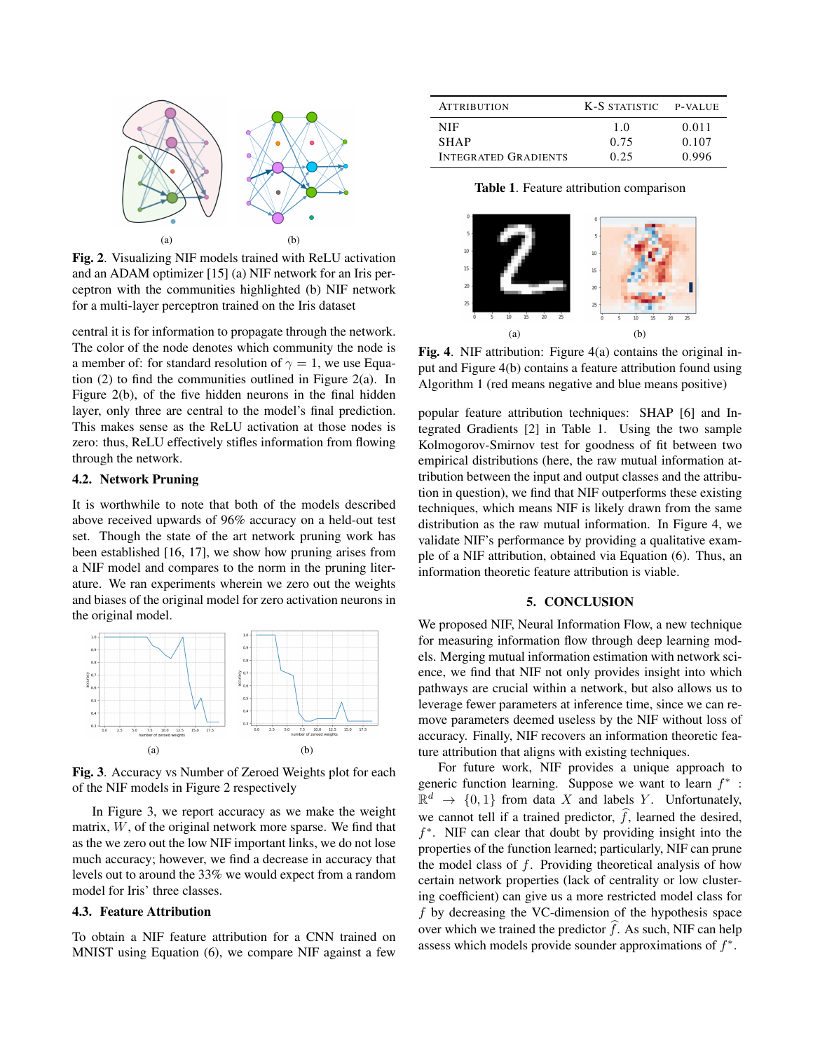Fig. 2. Visualizing NIF models trained with ReLU activation and an ADAM optimizer [15] (a) NIF network for an Iris perceptron with the communities highlighted (b) NIF network for a multi-layer perceptron trained on the Iris dataset

central it is for information to propagate through the network. The color of the node denotes which community the node is a member of: for standard resolution of $\gamma = 1$, we use Equation (2) to find the communities outlined in Figure 2(a). In Figure 2(b), of the five hidden neurons in the final hidden layer, only three are central to the model's final prediction. This makes sense as the ReLU activation at those nodes is zero: thus, ReLU effectively stifles information from flowing through the network.

### 4.2. Network Pruning

It is worthwhile to note that both of the models described above received upwards of 96% accuracy on a held-out test set. Though the state of the art network pruning work has been established [16, 17], we show how pruning arises from a NIF model and compares to the norm in the pruning literature. We ran experiments wherein we zero out the weights and biases of the original model for zero activation neurons in the original model.

Fig. 3. Accuracy vs Number of Zeroed Weights plot for each of the NIF models in Figure 2 respectively

In Figure 3, we report accuracy as we make the weight matrix, $W$, of the original network more sparse. We find that as the we zero out the low NIF important links, we do not lose much accuracy; however, we find a decrease in accuracy that levels out to around the 33% we would expect from a random model for Iris' three classes.

### 4.3. Feature Attribution

To obtain a NIF feature attribution for a CNN trained on MNIST using Equation (6), we compare NIF against a few popular feature attribution techniques: SHAP [6] and Integrated Gradients [2] in Table 1. Using the two sample Kolmogorov-Smirnov test for goodness of fit between two empirical distributions (here, the raw mutual information attribution between the input and output classes and the attribution in question), we find that NIF outperforms these existing techniques, which means NIF is likely drawn from the same distribution as the raw mutual information. In Figure 4, we validate NIF's performance by providing a qualitative example of a NIF attribution, obtained via Equation (6). Thus, an information theoretic feature attribution is viable.

| Attribution | K-S statistic | p-value |
|---|---|---|
| NIF | 1.0 | 0.011 |
| SHAP | 0.75 | 0.107 |
| Integrated Gradients | 0.25 | 0.996 |

**Table 1.** Feature attribution comparison

Fig. 4. NIF attribution: Figure 4(a) contains the original input and Figure 4(b) contains a feature attribution found using Algorithm 1 (red means negative and blue means positive)

## 5. CONCLUSION

We proposed NIF, Neural Information Flow, a new technique for measuring information flow through deep learning models. Merging mutual information estimation with network science, we find that NIF not only provides insight into which pathways are crucial within a network, but also allows us to leverage fewer parameters at inference time, since we can remove parameters deemed useless by the NIF without loss of accuracy. Finally, NIF recovers an information theoretic feature attribution that aligns with existing techniques.

For future work, NIF provides a unique approach to generic function learning. Suppose we want to learn $f^* : \mathbb{R}^d \rightarrow \{0, 1\}$ from data $X$ and labels $Y$. Unfortunately, we cannot tell if a trained predictor, $\widehat{f}$, learned the desired, $f^*$. NIF can clear that doubt by providing insight into the properties of the function learned; particularly, NIF can prune the model class of $f$. Providing theoretical analysis of how certain network properties (lack of centrality or low clustering coefficient) can give us a more restricted model class for $f$ by decreasing the VC-dimension of the hypothesis space over which we trained the predictor $\widehat{f}$. As such, NIF can help assess which models provide sounder approximations of $f^*$.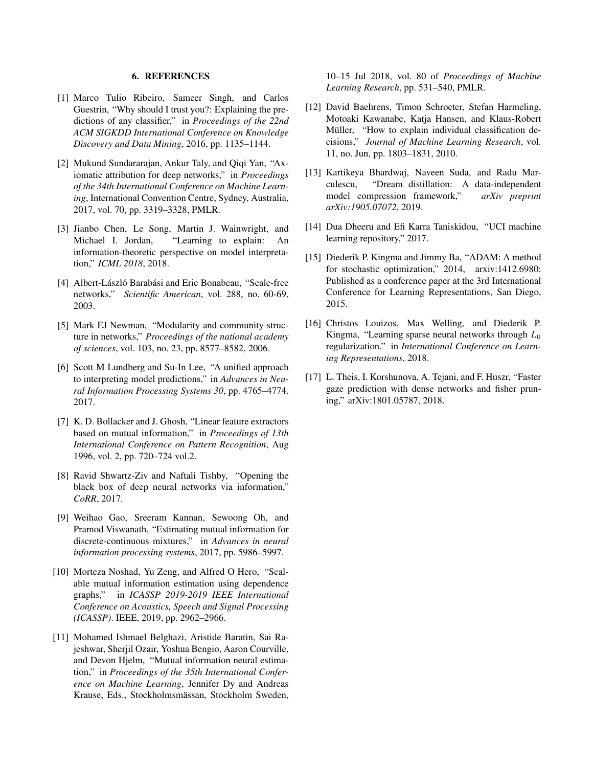# 6. REFERENCES

[1] Marco Tulio Ribeiro, Sameer Singh, and Carlos Guestrin, "Why should I trust you?: Explaining the predictions of any classifier," in *Proceedings of the 22nd ACM SIGKDD International Conference on Knowledge Discovery and Data Mining*, 2016, pp. 1135–1144.

[2] Mukund Sundararajan, Ankur Taly, and Qiqi Yan, "Axiomatic attribution for deep networks," in *Proceedings of the 34th International Conference on Machine Learning*, International Convention Centre, Sydney, Australia, 2017, vol. 70, pp. 3319–3328, PMLR.

[3] Jianbo Chen, Le Song, Martin J. Wainwright, and Michael I. Jordan, "Learning to explain: An information-theoretic perspective on model interpretation," *ICML 2018*, 2018.

[4] Albert-László Barabási and Eric Bonabeau, "Scale-free networks," *Scientific American*, vol. 288, no. 60-69, 2003.

[5] Mark EJ Newman, "Modularity and community structure in networks," *Proceedings of the national academy of sciences*, vol. 103, no. 23, pp. 8577–8582, 2006.

[6] Scott M Lundberg and Su-In Lee, "A unified approach to interpreting model predictions," in *Advances in Neural Information Processing Systems 30*, pp. 4765–4774. 2017.

[7] K. D. Bollacker and J. Ghosh, "Linear feature extractors based on mutual information," in *Proceedings of 13th International Conference on Pattern Recognition*, Aug 1996, vol. 2, pp. 720–724 vol.2.

[8] Ravid Shwartz-Ziv and Naftali Tishby, "Opening the black box of deep neural networks via information," *CoRR*, 2017.

[9] Weihao Gao, Sreeram Kannan, Sewoong Oh, and Pramod Viswanath, "Estimating mutual information for discrete-continuous mixtures," in *Advances in neural information processing systems*, 2017, pp. 5986–5997.

[10] Morteza Noshad, Yu Zeng, and Alfred O Hero, "Scalable mutual information estimation using dependence graphs," in *ICASSP 2019-2019 IEEE International Conference on Acoustics, Speech and Signal Processing (ICASSP)*. IEEE, 2019, pp. 2962–2966.

[11] Mohamed Ishmael Belghazi, Aristide Baratin, Sai Rajeshwar, Sherjil Ozair, Yoshua Bengio, Aaron Courville, and Devon Hjelm, "Mutual information neural estimation," in *Proceedings of the 35th International Conference on Machine Learning*, Jennifer Dy and Andreas Krause, Eds., Stockholmsmässan, Stockholm Sweden, 10–15 Jul 2018, vol. 80 of *Proceedings of Machine Learning Research*, pp. 531–540, PMLR.

[12] David Baehrens, Timon Schroeter, Stefan Harmeling, Motoaki Kawanabe, Katja Hansen, and Klaus-Robert Müller, "How to explain individual classification decisions," *Journal of Machine Learning Research*, vol. 11, no. Jun, pp. 1803–1831, 2010.

[13] Kartikeya Bhardwaj, Naveen Suda, and Radu Marculescu, "Dream distillation: A data-independent model compression framework," *arXiv preprint arXiv:1905.07072*, 2019.

[14] Dua Dheeru and Efi Karra Taniskidou, "UCI machine learning repository," 2017.

[15] Diederik P. Kingma and Jimmy Ba, "ADAM: A method for stochastic optimization," 2014, arxiv:1412.6980: Published as a conference paper at the 3rd International Conference for Learning Representations, San Diego, 2015.

[16] Christos Louizos, Max Welling, and Diederik P. Kingma, "Learning sparse neural networks through $L_0$ regularization," in *International Conference on Learning Representations*, 2018.

[17] L. Theis, I. Korshunova, A. Tejani, and F. Huszr, "Faster gaze prediction with dense networks and fisher pruning," arXiv:1801.05787, 2018.